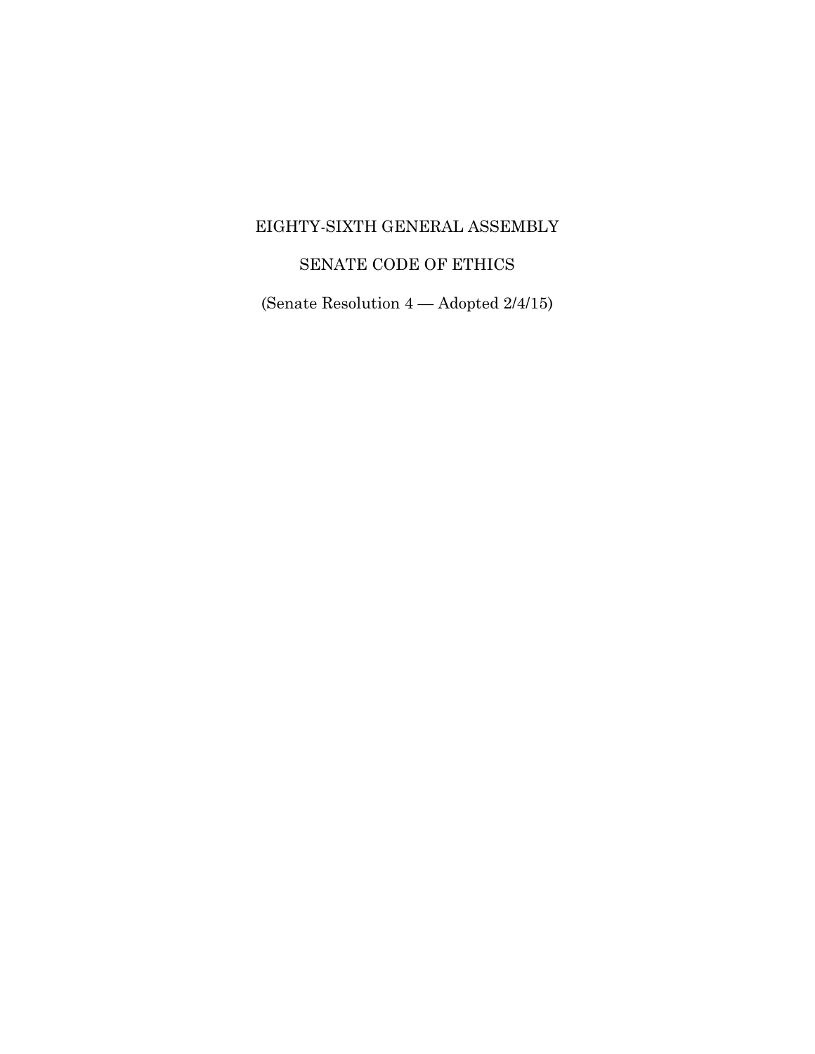# EIGHTY-SIXTH GENERAL ASSEMBLY

## SENATE CODE OF ETHICS

(Senate Resolution 4 — Adopted 2/4/15)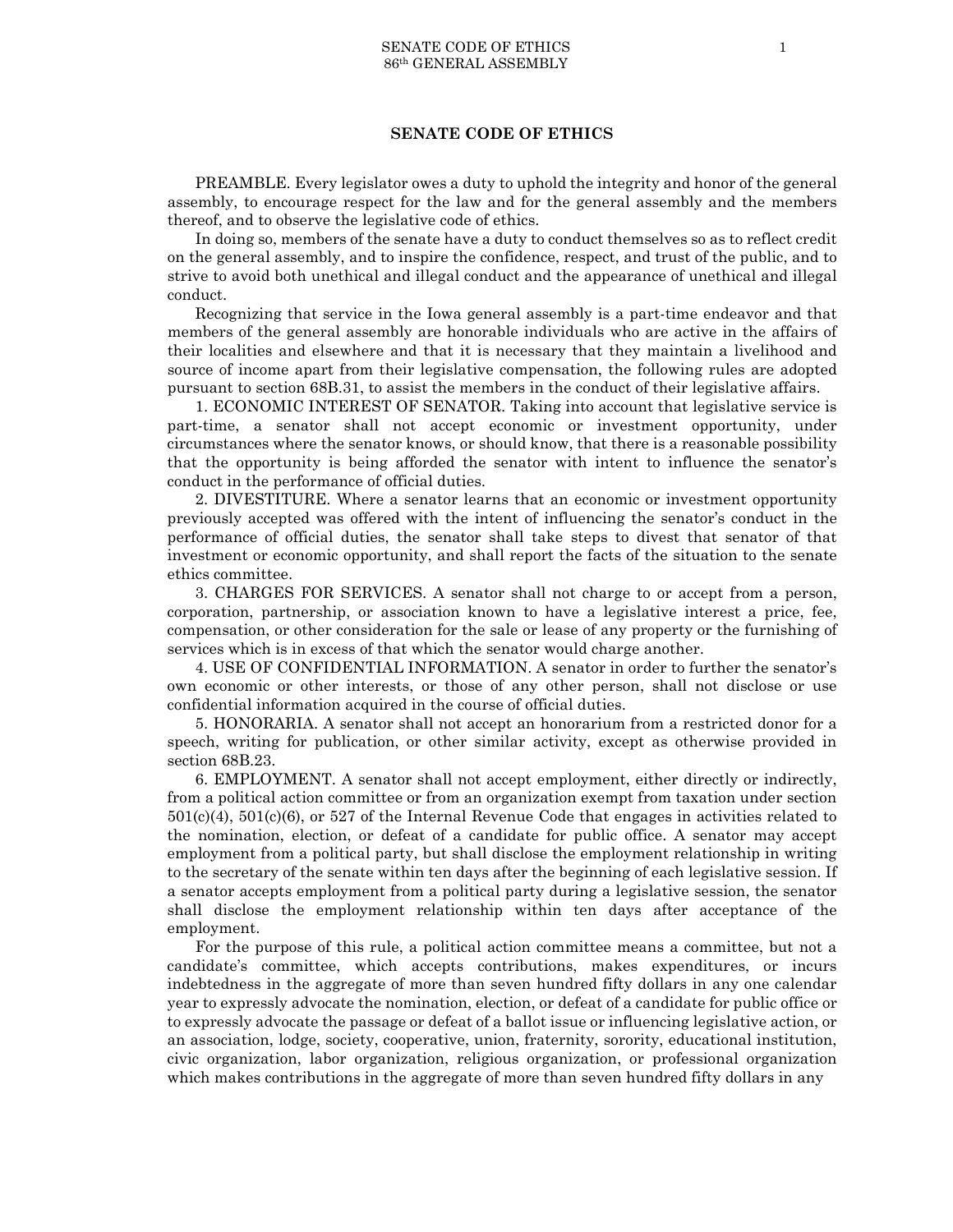# SENATE CODE OF ETHICS

PREAMBLE. Every legislator owes a duty to uphold the integrity and honor of the general assembly, to encourage respect for the law and for the general assembly and the members thereof, and to observe the legislative code of ethics.

In doing so, members of the senate have a duty to conduct themselves so as to reflect credit on the general assembly, and to inspire the confidence, respect, and trust of the public, and to strive to avoid both unethical and illegal conduct and the appearance of unethical and illegal conduct.

Recognizing that service in the Iowa general assembly is a part-time endeavor and that members of the general assembly are honorable individuals who are active in the affairs of their localities and elsewhere and that it is necessary that they maintain a livelihood and source of income apart from their legislative compensation, the following rules are adopted pursuant to section 68B.31, to assist the members in the conduct of their legislative affairs.

1. ECONOMIC INTEREST OF SENATOR. Taking into account that legislative service is part-time, a senator shall not accept economic or investment opportunity, under circumstances where the senator knows, or should know, that there is a reasonable possibility that the opportunity is being afforded the senator with intent to influence the senator's conduct in the performance of official duties.

2. DIVESTITURE. Where a senator learns that an economic or investment opportunity previously accepted was offered with the intent of influencing the senator's conduct in the performance of official duties, the senator shall take steps to divest that senator of that investment or economic opportunity, and shall report the facts of the situation to the senate ethics committee.

3. CHARGES FOR SERVICES. A senator shall not charge to or accept from a person, corporation, partnership, or association known to have a legislative interest a price, fee, compensation, or other consideration for the sale or lease of any property or the furnishing of services which is in excess of that which the senator would charge another.

4. USE OF CONFIDENTIAL INFORMATION. A senator in order to further the senator's own economic or other interests, or those of any other person, shall not disclose or use confidential information acquired in the course of official duties.

5. HONORARIA. A senator shall not accept an honorarium from a restricted donor for a speech, writing for publication, or other similar activity, except as otherwise provided in section 68B.23.

6. EMPLOYMENT. A senator shall not accept employment, either directly or indirectly, from a political action committee or from an organization exempt from taxation under section 501(c)(4), 501(c)(6), or 527 of the Internal Revenue Code that engages in activities related to the nomination, election, or defeat of a candidate for public office. A senator may accept employment from a political party, but shall disclose the employment relationship in writing to the secretary of the senate within ten days after the beginning of each legislative session. If a senator accepts employment from a political party during a legislative session, the senator shall disclose the employment relationship within ten days after acceptance of the employment.

For the purpose of this rule, a political action committee means a committee, but not a candidate's committee, which accepts contributions, makes expenditures, or incurs indebtedness in the aggregate of more than seven hundred fifty dollars in any one calendar year to expressly advocate the nomination, election, or defeat of a candidate for public office or to expressly advocate the passage or defeat of a ballot issue or influencing legislative action, or an association, lodge, society, cooperative, union, fraternity, sorority, educational institution, civic organization, labor organization, religious organization, or professional organization which makes contributions in the aggregate of more than seven hundred fifty dollars in any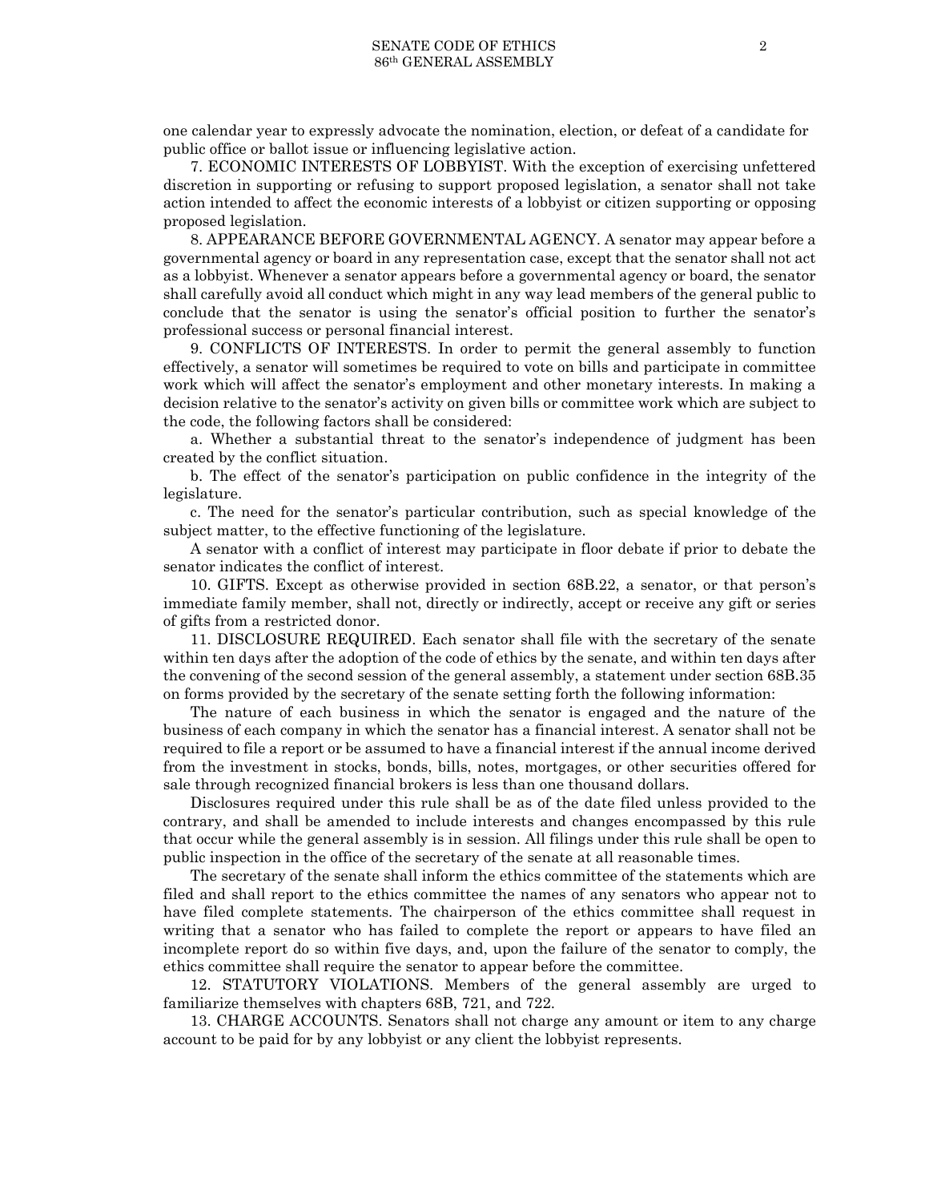one calendar year to expressly advocate the nomination, election, or defeat of a candidate for public office or ballot issue or influencing legislative action.

7. ECONOMIC INTERESTS OF LOBBYIST. With the exception of exercising unfettered discretion in supporting or refusing to support proposed legislation, a senator shall not take action intended to affect the economic interests of a lobbyist or citizen supporting or opposing proposed legislation.

8. APPEARANCE BEFORE GOVERNMENTAL AGENCY. A senator may appear before a governmental agency or board in any representation case, except that the senator shall not act as a lobbyist. Whenever a senator appears before a governmental agency or board, the senator shall carefully avoid all conduct which might in any way lead members of the general public to conclude that the senator is using the senator's official position to further the senator's professional success or personal financial interest.

9. CONFLICTS OF INTERESTS. In order to permit the general assembly to function effectively, a senator will sometimes be required to vote on bills and participate in committee work which will affect the senator's employment and other monetary interests. In making a decision relative to the senator's activity on given bills or committee work which are subject to the code, the following factors shall be considered:

a. Whether a substantial threat to the senator's independence of judgment has been created by the conflict situation.

b. The effect of the senator's participation on public confidence in the integrity of the legislature.

c. The need for the senator's particular contribution, such as special knowledge of the subject matter, to the effective functioning of the legislature.

A senator with a conflict of interest may participate in floor debate if prior to debate the senator indicates the conflict of interest.

10. GIFTS. Except as otherwise provided in section 68B.22, a senator, or that person's immediate family member, shall not, directly or indirectly, accept or receive any gift or series of gifts from a restricted donor.

11. DISCLOSURE REQUIRED. Each senator shall file with the secretary of the senate within ten days after the adoption of the code of ethics by the senate, and within ten days after the convening of the second session of the general assembly, a statement under section 68B.35 on forms provided by the secretary of the senate setting forth the following information:

The nature of each business in which the senator is engaged and the nature of the business of each company in which the senator has a financial interest. A senator shall not be required to file a report or be assumed to have a financial interest if the annual income derived from the investment in stocks, bonds, bills, notes, mortgages, or other securities offered for sale through recognized financial brokers is less than one thousand dollars.

Disclosures required under this rule shall be as of the date filed unless provided to the contrary, and shall be amended to include interests and changes encompassed by this rule that occur while the general assembly is in session. All filings under this rule shall be open to public inspection in the office of the secretary of the senate at all reasonable times.

The secretary of the senate shall inform the ethics committee of the statements which are filed and shall report to the ethics committee the names of any senators who appear not to have filed complete statements. The chairperson of the ethics committee shall request in writing that a senator who has failed to complete the report or appears to have filed an incomplete report do so within five days, and, upon the failure of the senator to comply, the ethics committee shall require the senator to appear before the committee.

12. STATUTORY VIOLATIONS. Members of the general assembly are urged to familiarize themselves with chapters 68B, 721, and 722.

13. CHARGE ACCOUNTS. Senators shall not charge any amount or item to any charge account to be paid for by any lobbyist or any client the lobbyist represents.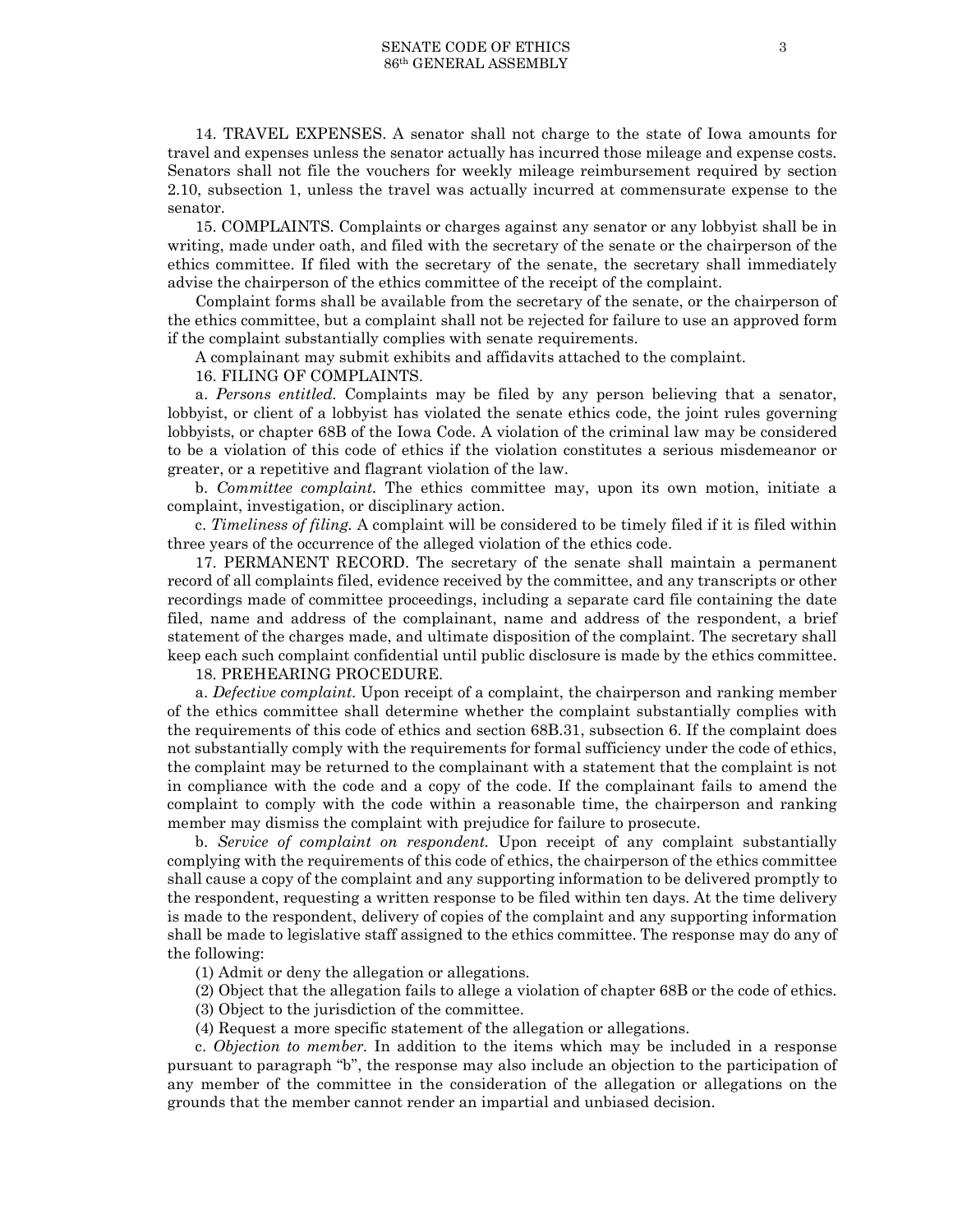14. TRAVEL EXPENSES. A senator shall not charge to the state of Iowa amounts for travel and expenses unless the senator actually has incurred those mileage and expense costs. Senators shall not file the vouchers for weekly mileage reimbursement required by section 2.10, subsection 1, unless the travel was actually incurred at commensurate expense to the senator.

15. COMPLAINTS. Complaints or charges against any senator or any lobbyist shall be in writing, made under oath, and filed with the secretary of the senate or the chairperson of the ethics committee. If filed with the secretary of the senate, the secretary shall immediately advise the chairperson of the ethics committee of the receipt of the complaint.

Complaint forms shall be available from the secretary of the senate, or the chairperson of the ethics committee, but a complaint shall not be rejected for failure to use an approved form if the complaint substantially complies with senate requirements.

A complainant may submit exhibits and affidavits attached to the complaint.

16. FILING OF COMPLAINTS.

a. *Persons entitled.* Complaints may be filed by any person believing that a senator, lobbyist, or client of a lobbyist has violated the senate ethics code, the joint rules governing lobbyists, or chapter 68B of the Iowa Code. A violation of the criminal law may be considered to be a violation of this code of ethics if the violation constitutes a serious misdemeanor or greater, or a repetitive and flagrant violation of the law.

b. *Committee complaint.* The ethics committee may, upon its own motion, initiate a complaint, investigation, or disciplinary action.

c. *Timeliness of filing.* A complaint will be considered to be timely filed if it is filed within three years of the occurrence of the alleged violation of the ethics code.

17. PERMANENT RECORD. The secretary of the senate shall maintain a permanent record of all complaints filed, evidence received by the committee, and any transcripts or other recordings made of committee proceedings, including a separate card file containing the date filed, name and address of the complainant, name and address of the respondent, a brief statement of the charges made, and ultimate disposition of the complaint. The secretary shall keep each such complaint confidential until public disclosure is made by the ethics committee.

18. PREHEARING PROCEDURE.

a. *Defective complaint.* Upon receipt of a complaint, the chairperson and ranking member of the ethics committee shall determine whether the complaint substantially complies with the requirements of this code of ethics and section 68B.31, subsection 6. If the complaint does not substantially comply with the requirements for formal sufficiency under the code of ethics, the complaint may be returned to the complainant with a statement that the complaint is not in compliance with the code and a copy of the code. If the complainant fails to amend the complaint to comply with the code within a reasonable time, the chairperson and ranking member may dismiss the complaint with prejudice for failure to prosecute.

b. *Service of complaint on respondent.* Upon receipt of any complaint substantially complying with the requirements of this code of ethics, the chairperson of the ethics committee shall cause a copy of the complaint and any supporting information to be delivered promptly to the respondent, requesting a written response to be filed within ten days. At the time delivery is made to the respondent, delivery of copies of the complaint and any supporting information shall be made to legislative staff assigned to the ethics committee. The response may do any of the following:

(1) Admit or deny the allegation or allegations.

(2) Object that the allegation fails to allege a violation of chapter 68B or the code of ethics.

(3) Object to the jurisdiction of the committee.

(4) Request a more specific statement of the allegation or allegations.

c. *Objection to member.* In addition to the items which may be included in a response pursuant to paragraph "b", the response may also include an objection to the participation of any member of the committee in the consideration of the allegation or allegations on the grounds that the member cannot render an impartial and unbiased decision.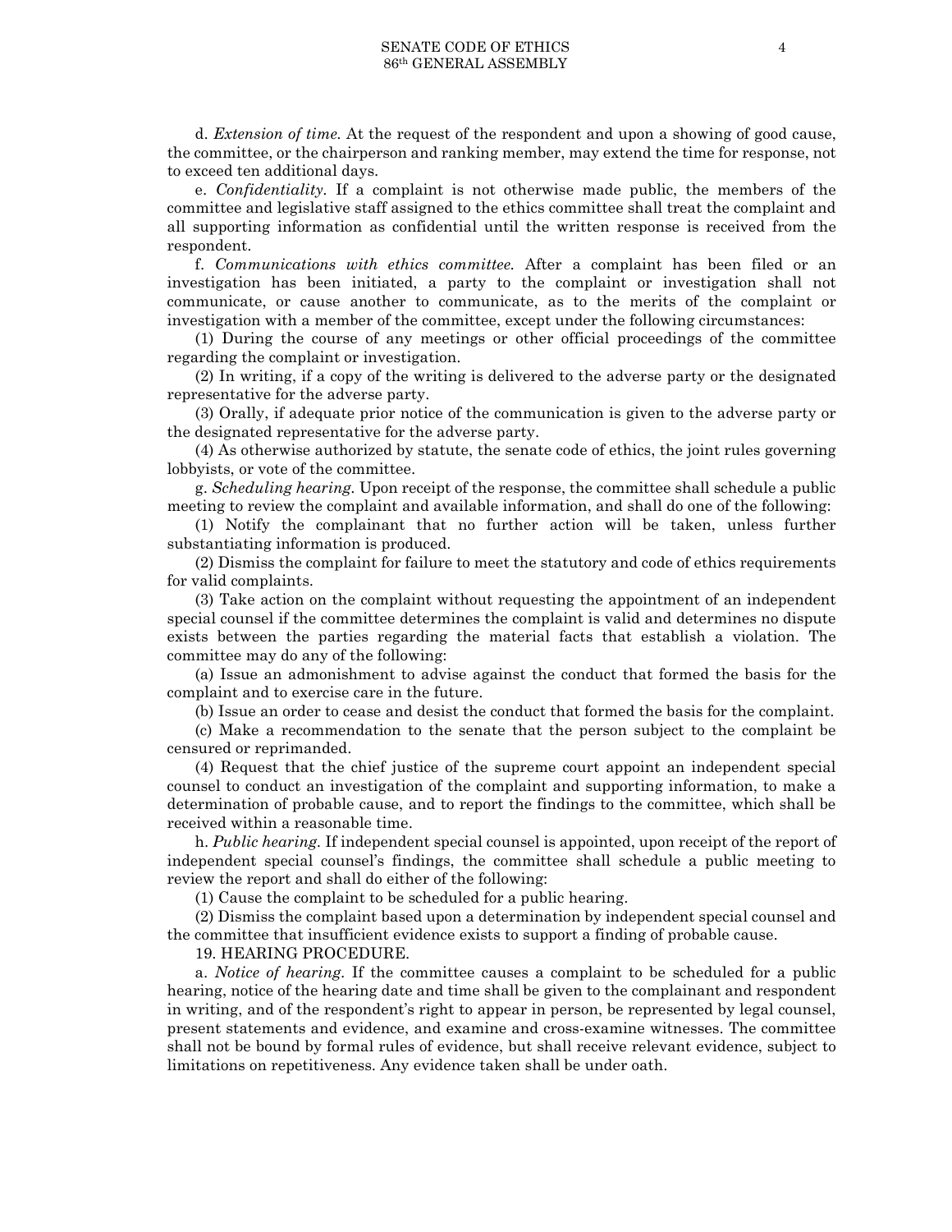d. *Extension of time.* At the request of the respondent and upon a showing of good cause, the committee, or the chairperson and ranking member, may extend the time for response, not to exceed ten additional days.

e. *Confidentiality.* If a complaint is not otherwise made public, the members of the committee and legislative staff assigned to the ethics committee shall treat the complaint and all supporting information as confidential until the written response is received from the respondent.

f. *Communications with ethics committee.* After a complaint has been filed or an investigation has been initiated, a party to the complaint or investigation shall not communicate, or cause another to communicate, as to the merits of the complaint or investigation with a member of the committee, except under the following circumstances:

(1) During the course of any meetings or other official proceedings of the committee regarding the complaint or investigation.

(2) In writing, if a copy of the writing is delivered to the adverse party or the designated representative for the adverse party.

(3) Orally, if adequate prior notice of the communication is given to the adverse party or the designated representative for the adverse party.

(4) As otherwise authorized by statute, the senate code of ethics, the joint rules governing lobbyists, or vote of the committee.

g. *Scheduling hearing.* Upon receipt of the response, the committee shall schedule a public meeting to review the complaint and available information, and shall do one of the following:

(1) Notify the complainant that no further action will be taken, unless further substantiating information is produced.

(2) Dismiss the complaint for failure to meet the statutory and code of ethics requirements for valid complaints.

(3) Take action on the complaint without requesting the appointment of an independent special counsel if the committee determines the complaint is valid and determines no dispute exists between the parties regarding the material facts that establish a violation. The committee may do any of the following:

(a) Issue an admonishment to advise against the conduct that formed the basis for the complaint and to exercise care in the future.

(b) Issue an order to cease and desist the conduct that formed the basis for the complaint.

(c) Make a recommendation to the senate that the person subject to the complaint be censured or reprimanded.

(4) Request that the chief justice of the supreme court appoint an independent special counsel to conduct an investigation of the complaint and supporting information, to make a determination of probable cause, and to report the findings to the committee, which shall be received within a reasonable time.

h. *Public hearing.* If independent special counsel is appointed, upon receipt of the report of independent special counsel's findings, the committee shall schedule a public meeting to review the report and shall do either of the following:

(1) Cause the complaint to be scheduled for a public hearing.

(2) Dismiss the complaint based upon a determination by independent special counsel and the committee that insufficient evidence exists to support a finding of probable cause.

19. HEARING PROCEDURE.

a. *Notice of hearing.* If the committee causes a complaint to be scheduled for a public hearing, notice of the hearing date and time shall be given to the complainant and respondent in writing, and of the respondent's right to appear in person, be represented by legal counsel, present statements and evidence, and examine and cross-examine witnesses. The committee shall not be bound by formal rules of evidence, but shall receive relevant evidence, subject to limitations on repetitiveness. Any evidence taken shall be under oath.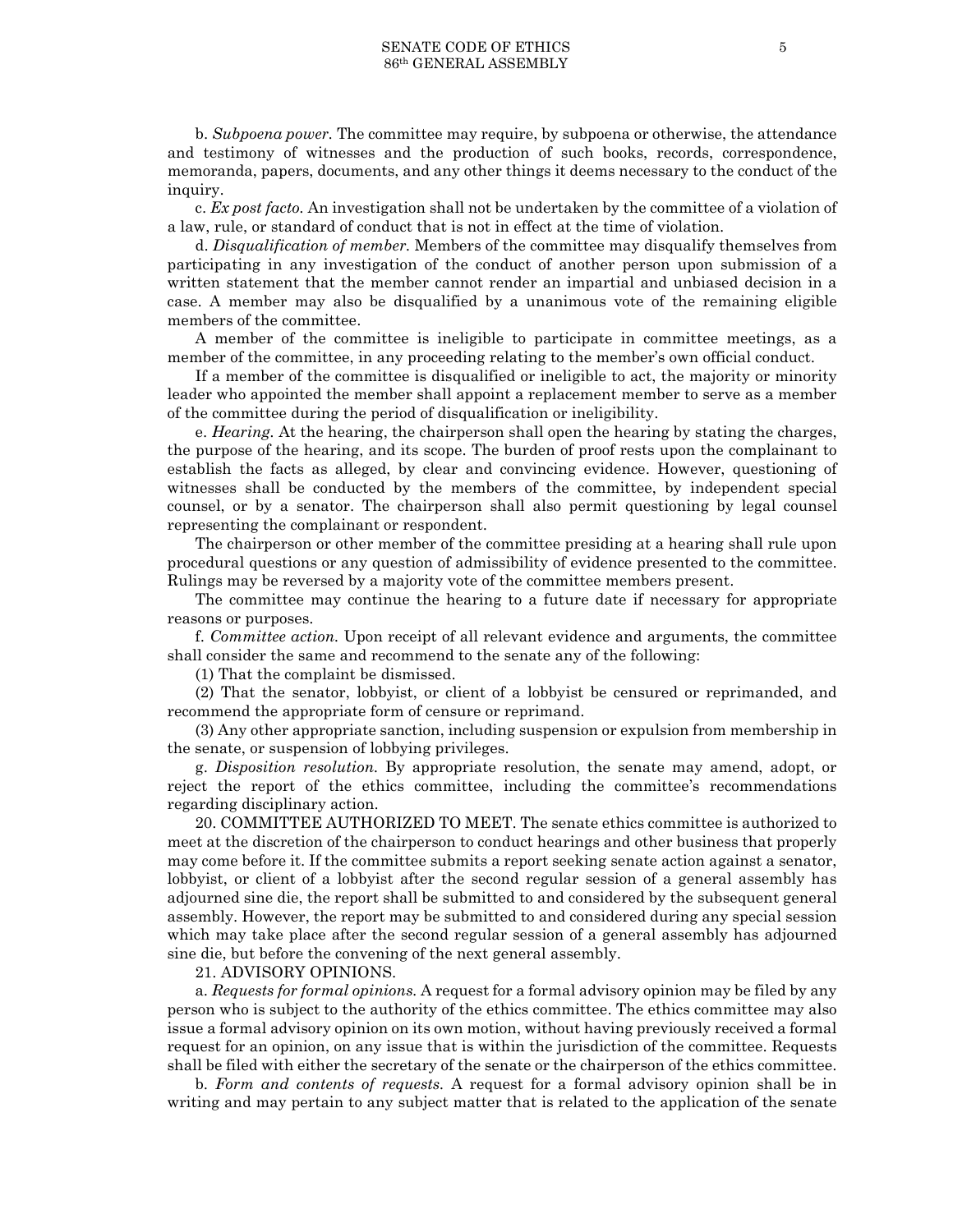b. *Subpoena power.* The committee may require, by subpoena or otherwise, the attendance and testimony of witnesses and the production of such books, records, correspondence, memoranda, papers, documents, and any other things it deems necessary to the conduct of the inquiry.

c. *Ex post facto.* An investigation shall not be undertaken by the committee of a violation of a law, rule, or standard of conduct that is not in effect at the time of violation.

d. *Disqualification of member.* Members of the committee may disqualify themselves from participating in any investigation of the conduct of another person upon submission of a written statement that the member cannot render an impartial and unbiased decision in a case. A member may also be disqualified by a unanimous vote of the remaining eligible members of the committee.

A member of the committee is ineligible to participate in committee meetings, as a member of the committee, in any proceeding relating to the member's own official conduct.

If a member of the committee is disqualified or ineligible to act, the majority or minority leader who appointed the member shall appoint a replacement member to serve as a member of the committee during the period of disqualification or ineligibility.

e. *Hearing.* At the hearing, the chairperson shall open the hearing by stating the charges, the purpose of the hearing, and its scope. The burden of proof rests upon the complainant to establish the facts as alleged, by clear and convincing evidence. However, questioning of witnesses shall be conducted by the members of the committee, by independent special counsel, or by a senator. The chairperson shall also permit questioning by legal counsel representing the complainant or respondent.

The chairperson or other member of the committee presiding at a hearing shall rule upon procedural questions or any question of admissibility of evidence presented to the committee. Rulings may be reversed by a majority vote of the committee members present.

The committee may continue the hearing to a future date if necessary for appropriate reasons or purposes.

f. *Committee action.* Upon receipt of all relevant evidence and arguments, the committee shall consider the same and recommend to the senate any of the following:

(1) That the complaint be dismissed.

(2) That the senator, lobbyist, or client of a lobbyist be censured or reprimanded, and recommend the appropriate form of censure or reprimand.

(3) Any other appropriate sanction, including suspension or expulsion from membership in the senate, or suspension of lobbying privileges.

g. *Disposition resolution.* By appropriate resolution, the senate may amend, adopt, or reject the report of the ethics committee, including the committee's recommendations regarding disciplinary action.

20. COMMITTEE AUTHORIZED TO MEET. The senate ethics committee is authorized to meet at the discretion of the chairperson to conduct hearings and other business that properly may come before it. If the committee submits a report seeking senate action against a senator, lobbyist, or client of a lobbyist after the second regular session of a general assembly has adjourned sine die, the report shall be submitted to and considered by the subsequent general assembly. However, the report may be submitted to and considered during any special session which may take place after the second regular session of a general assembly has adjourned sine die, but before the convening of the next general assembly.

21. ADVISORY OPINIONS.

a. *Requests for formal opinions.* A request for a formal advisory opinion may be filed by any person who is subject to the authority of the ethics committee. The ethics committee may also issue a formal advisory opinion on its own motion, without having previously received a formal request for an opinion, on any issue that is within the jurisdiction of the committee. Requests shall be filed with either the secretary of the senate or the chairperson of the ethics committee.

b. *Form and contents of requests.* A request for a formal advisory opinion shall be in writing and may pertain to any subject matter that is related to the application of the senate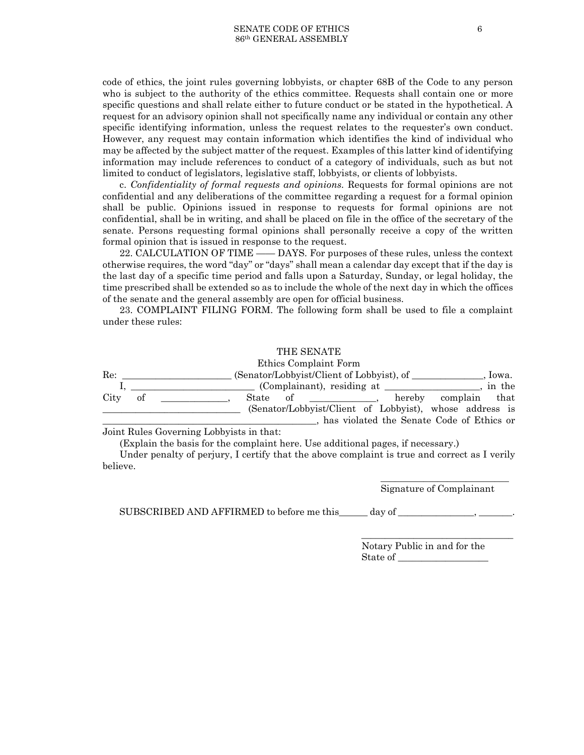code of ethics, the joint rules governing lobbyists, or chapter 68B of the Code to any person who is subject to the authority of the ethics committee. Requests shall contain one or more specific questions and shall relate either to future conduct or be stated in the hypothetical. A request for an advisory opinion shall not specifically name any individual or contain any other specific identifying information, unless the request relates to the requester's own conduct. However, any request may contain information which identifies the kind of individual who may be affected by the subject matter of the request. Examples of this latter kind of identifying information may include references to conduct of a category of individuals, such as but not limited to conduct of legislators, legislative staff, lobbyists, or clients of lobbyists.

c. *Confidentiality of formal requests and opinions.* Requests for formal opinions are not confidential and any deliberations of the committee regarding a request for a formal opinion shall be public. Opinions issued in response to requests for formal opinions are not confidential, shall be in writing, and shall be placed on file in the office of the secretary of the senate. Persons requesting formal opinions shall personally receive a copy of the written formal opinion that is issued in response to the request.

22. CALCULATION OF TIME —— DAYS. For purposes of these rules, unless the context otherwise requires, the word "day" or "days" shall mean a calendar day except that if the day is the last day of a specific time period and falls upon a Saturday, Sunday, or legal holiday, the time prescribed shall be extended so as to include the whole of the next day in which the offices of the senate and the general assembly are open for official business.

23. COMPLAINT FILING FORM. The following form shall be used to file a complaint under these rules:

THE SENATE

Ethics Complaint Form

Re: ______________________ (Senator/Lobbyist/Client of Lobbyist), of _______________, Iowa.

I, __________________________ (Complainant), residing at ____________________, in the City of ______________, State of ______________, hereby complain that ______________________________ (Senator/Lobbyist/Client of Lobbyist), whose address is _____________________________________________, has violated the Senate Code of Ethics or Joint Rules Governing Lobbyists in that:

(Explain the basis for the complaint here. Use additional pages, if necessary.)

Under penalty of perjury, I certify that the above complaint is true and correct as I verily believe.

___________________________

Signature of Complainant

SUBSCRIBED AND AFFIRMED to before me this______ day of ________________, _______.

_________________________________

Notary Public in and for the

State of ___________________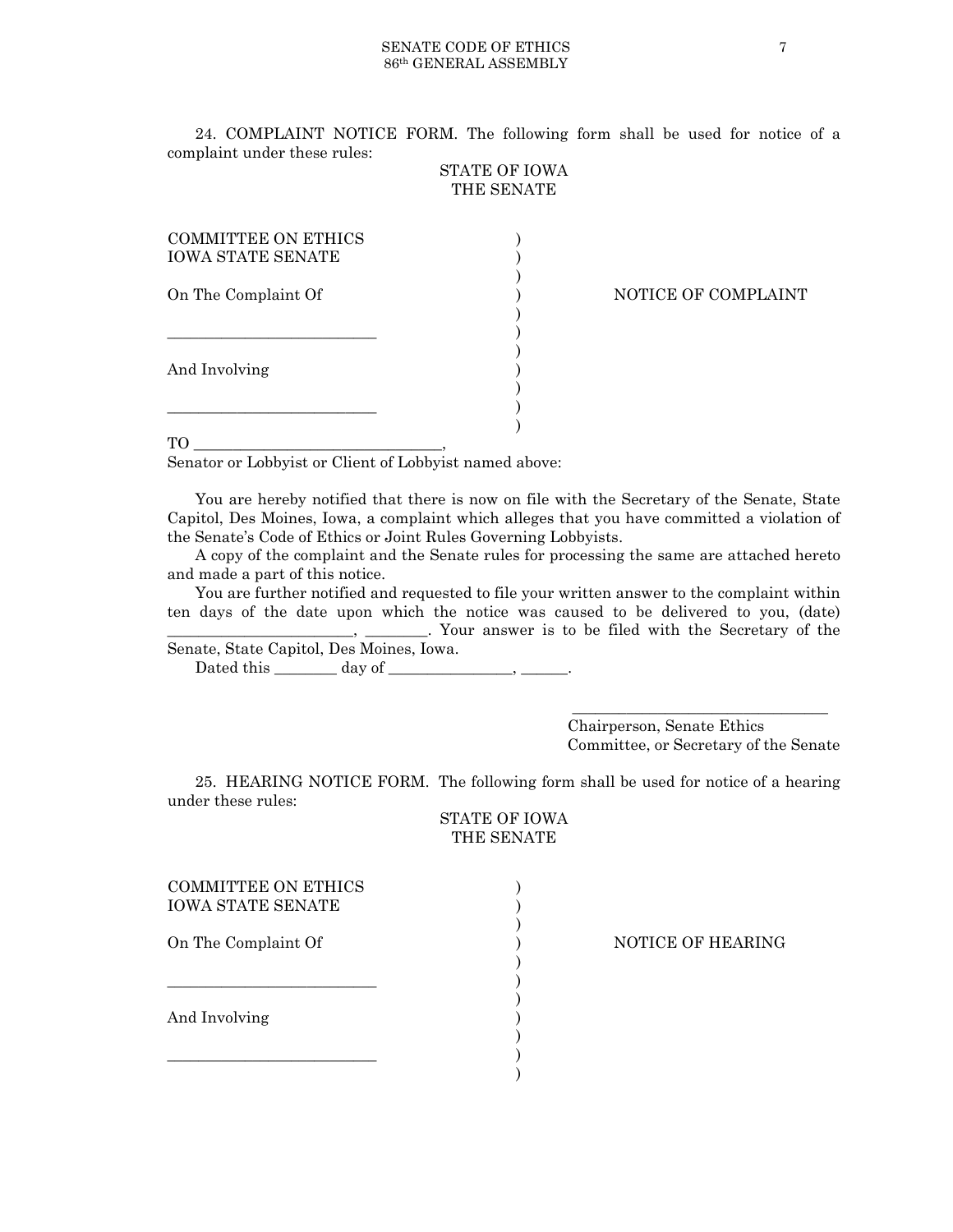24. COMPLAINT NOTICE FORM. The following form shall be used for notice of a complaint under these rules:

STATE OF IOWA
THE SENATE

COMMITTEE ON ETHICS )
IOWA STATE SENATE )
)
On The Complaint Of ) NOTICE OF COMPLAINT
)
___________________________ )
)
And Involving )
)
___________________________ )
)

TO ________________________________,
Senator or Lobbyist or Client of Lobbyist named above:

You are hereby notified that there is now on file with the Secretary of the Senate, State Capitol, Des Moines, Iowa, a complaint which alleges that you have committed a violation of the Senate's Code of Ethics or Joint Rules Governing Lobbyists.

A copy of the complaint and the Senate rules for processing the same are attached hereto and made a part of this notice.

You are further notified and requested to file your written answer to the complaint within ten days of the date upon which the notice was caused to be delivered to you, (date) ________________________, ________. Your answer is to be filed with the Secretary of the Senate, State Capitol, Des Moines, Iowa.

Dated this ________ day of ________________, ______.

_________________________________
Chairperson, Senate Ethics
Committee, or Secretary of the Senate

25. HEARING NOTICE FORM. The following form shall be used for notice of a hearing under these rules:

STATE OF IOWA
THE SENATE

COMMITTEE ON ETHICS )
IOWA STATE SENATE )
)
On The Complaint Of ) NOTICE OF HEARING
)
___________________________ )
)
And Involving )
)
___________________________ )
)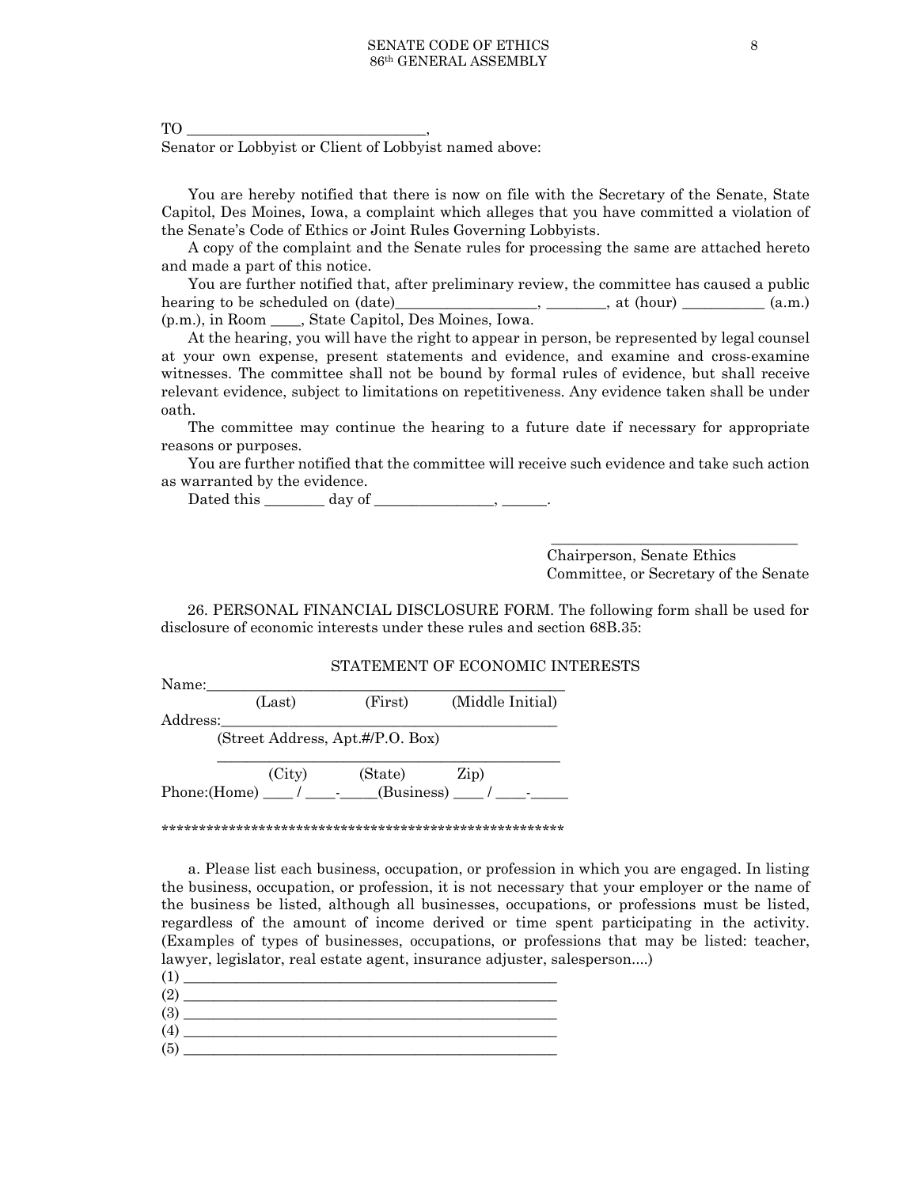TO ________________________________,
Senator or Lobbyist or Client of Lobbyist named above:

You are hereby notified that there is now on file with the Secretary of the Senate, State Capitol, Des Moines, Iowa, a complaint which alleges that you have committed a violation of the Senate's Code of Ethics or Joint Rules Governing Lobbyists.

A copy of the complaint and the Senate rules for processing the same are attached hereto and made a part of this notice.

You are further notified that, after preliminary review, the committee has caused a public hearing to be scheduled on (date)___________________, ________, at (hour) ___________ (a.m.) (p.m.), in Room ____, State Capitol, Des Moines, Iowa.

At the hearing, you will have the right to appear in person, be represented by legal counsel at your own expense, present statements and evidence, and examine and cross-examine witnesses. The committee shall not be bound by formal rules of evidence, but shall receive relevant evidence, subject to limitations on repetitiveness. Any evidence taken shall be under oath.

The committee may continue the hearing to a future date if necessary for appropriate reasons or purposes.

You are further notified that the committee will receive such evidence and take such action as warranted by the evidence.

Dated this ________ day of ________________, ______.

_________________________________
Chairperson, Senate Ethics
Committee, or Secretary of the Senate

26. PERSONAL FINANCIAL DISCLOSURE FORM. The following form shall be used for disclosure of economic interests under these rules and section 68B.35:

STATEMENT OF ECONOMIC INTERESTS

Name:_______________________________________________
(Last) (First) (Middle Initial)

Address:_____________________________________________
(Street Address, Apt.#/P.O. Box)
_____________________________________________
(City) (State) Zip)

Phone:(Home) ____ / ____-_____(Business) ____ / ____-_____

*******************************************************

a. Please list each business, occupation, or profession in which you are engaged. In listing the business, occupation, or profession, it is not necessary that your employer or the name of the business be listed, although all businesses, occupations, or professions must be listed, regardless of the amount of income derived or time spent participating in the activity. (Examples of types of businesses, occupations, or professions that may be listed: teacher, lawyer, legislator, real estate agent, insurance adjuster, salesperson....)

(1) ___________________________________________________
(2) ___________________________________________________
(3) ___________________________________________________
(4) ___________________________________________________
(5) ___________________________________________________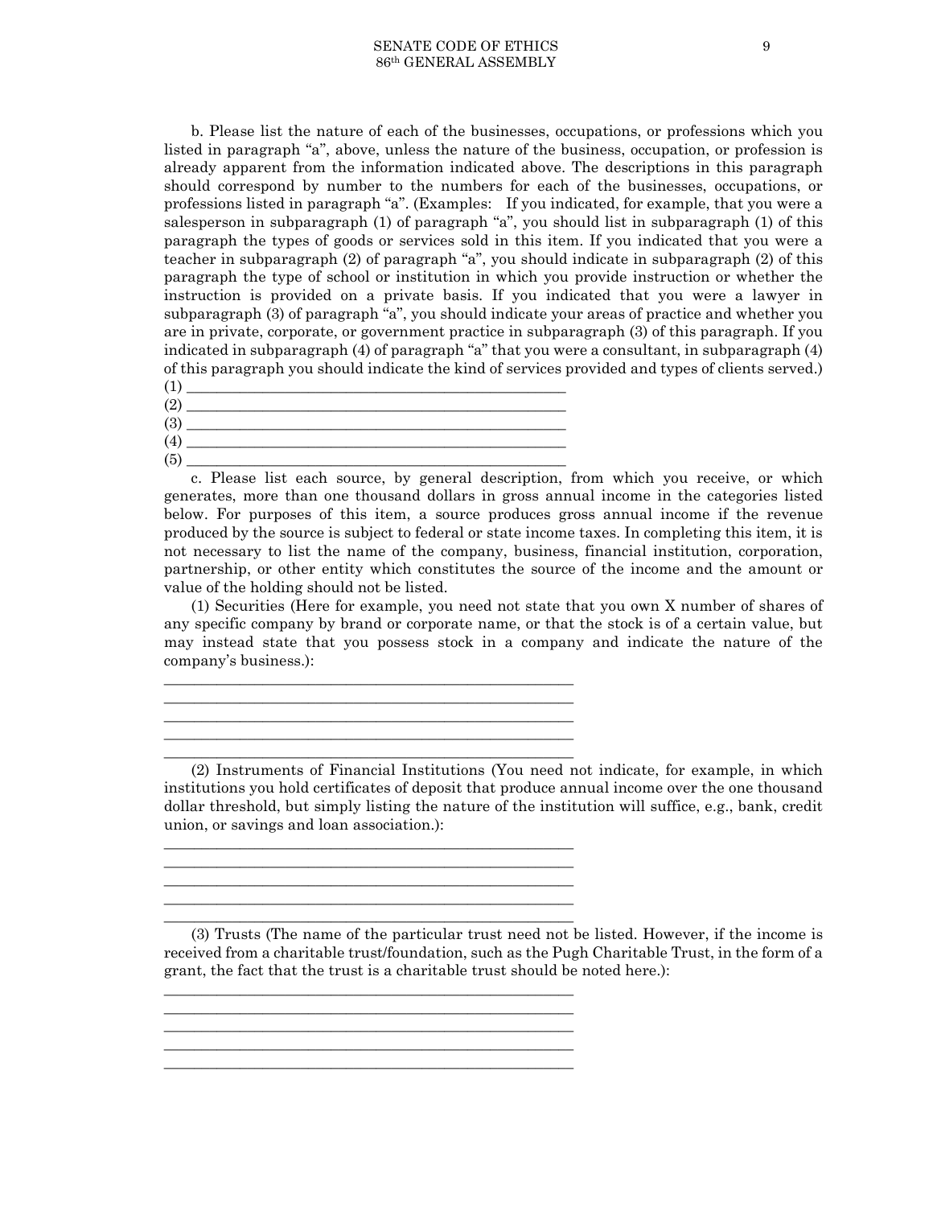b. Please list the nature of each of the businesses, occupations, or professions which you listed in paragraph "a", above, unless the nature of the business, occupation, or profession is already apparent from the information indicated above. The descriptions in this paragraph should correspond by number to the numbers for each of the businesses, occupations, or professions listed in paragraph "a". (Examples: If you indicated, for example, that you were a salesperson in subparagraph (1) of paragraph "a", you should list in subparagraph (1) of this paragraph the types of goods or services sold in this item. If you indicated that you were a teacher in subparagraph (2) of paragraph "a", you should indicate in subparagraph (2) of this paragraph the type of school or institution in which you provide instruction or whether the instruction is provided on a private basis. If you indicated that you were a lawyer in subparagraph (3) of paragraph "a", you should indicate your areas of practice and whether you are in private, corporate, or government practice in subparagraph (3) of this paragraph. If you indicated in subparagraph (4) of paragraph "a" that you were a consultant, in subparagraph (4) of this paragraph you should indicate the kind of services provided and types of clients served.)

(1) ____________________________________________________

(2) ____________________________________________________

(3) ____________________________________________________

(4) ____________________________________________________

(5) ____________________________________________________

c. Please list each source, by general description, from which you receive, or which generates, more than one thousand dollars in gross annual income in the categories listed below. For purposes of this item, a source produces gross annual income if the revenue produced by the source is subject to federal or state income taxes. In completing this item, it is not necessary to list the name of the company, business, financial institution, corporation, partnership, or other entity which constitutes the source of the income and the amount or value of the holding should not be listed.

(1) Securities (Here for example, you need not state that you own X number of shares of any specific company by brand or corporate name, or that the stock is of a certain value, but may instead state that you possess stock in a company and indicate the nature of the company's business.):

_______________________________________________________

_______________________________________________________

_______________________________________________________

_______________________________________________________

_______________________________________________________

(2) Instruments of Financial Institutions (You need not indicate, for example, in which institutions you hold certificates of deposit that produce annual income over the one thousand dollar threshold, but simply listing the nature of the institution will suffice, e.g., bank, credit union, or savings and loan association.):

_______________________________________________________

_______________________________________________________

_______________________________________________________

_______________________________________________________

_______________________________________________________

(3) Trusts (The name of the particular trust need not be listed. However, if the income is received from a charitable trust/foundation, such as the Pugh Charitable Trust, in the form of a grant, the fact that the trust is a charitable trust should be noted here.):

_______________________________________________________

_______________________________________________________

_______________________________________________________

_______________________________________________________

_______________________________________________________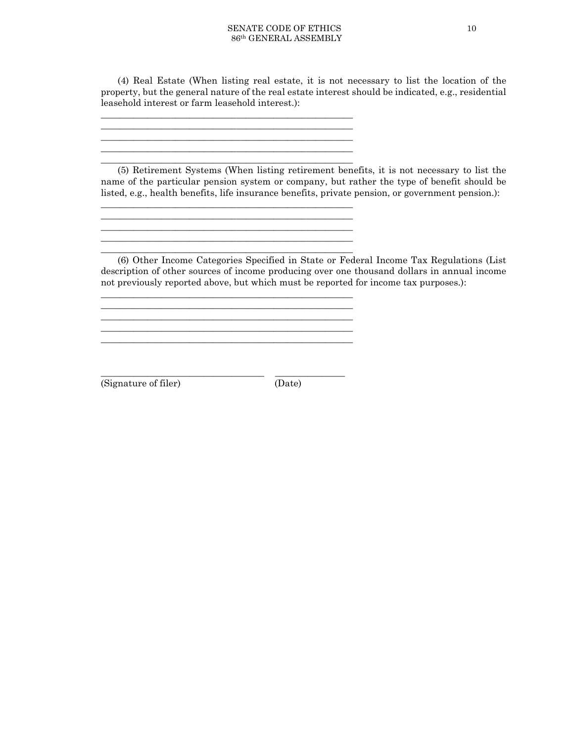(4) Real Estate (When listing real estate, it is not necessary to list the location of the property, but the general nature of the real estate interest should be indicated, e.g., residential leasehold interest or farm leasehold interest.):

\_\_\_\_\_\_\_\_\_\_\_\_\_\_\_\_\_\_\_\_\_\_\_\_\_\_\_\_\_\_\_\_\_\_\_\_\_\_\_\_\_\_\_\_\_\_\_\_\_\_\_\_
\_\_\_\_\_\_\_\_\_\_\_\_\_\_\_\_\_\_\_\_\_\_\_\_\_\_\_\_\_\_\_\_\_\_\_\_\_\_\_\_\_\_\_\_\_\_\_\_\_\_\_\_
\_\_\_\_\_\_\_\_\_\_\_\_\_\_\_\_\_\_\_\_\_\_\_\_\_\_\_\_\_\_\_\_\_\_\_\_\_\_\_\_\_\_\_\_\_\_\_\_\_\_\_\_
\_\_\_\_\_\_\_\_\_\_\_\_\_\_\_\_\_\_\_\_\_\_\_\_\_\_\_\_\_\_\_\_\_\_\_\_\_\_\_\_\_\_\_\_\_\_\_\_\_\_\_\_
\_\_\_\_\_\_\_\_\_\_\_\_\_\_\_\_\_\_\_\_\_\_\_\_\_\_\_\_\_\_\_\_\_\_\_\_\_\_\_\_\_\_\_\_\_\_\_\_\_\_\_\_

(5) Retirement Systems (When listing retirement benefits, it is not necessary to list the name of the particular pension system or company, but rather the type of benefit should be listed, e.g., health benefits, life insurance benefits, private pension, or government pension.):

\_\_\_\_\_\_\_\_\_\_\_\_\_\_\_\_\_\_\_\_\_\_\_\_\_\_\_\_\_\_\_\_\_\_\_\_\_\_\_\_\_\_\_\_\_\_\_\_\_\_\_\_
\_\_\_\_\_\_\_\_\_\_\_\_\_\_\_\_\_\_\_\_\_\_\_\_\_\_\_\_\_\_\_\_\_\_\_\_\_\_\_\_\_\_\_\_\_\_\_\_\_\_\_\_
\_\_\_\_\_\_\_\_\_\_\_\_\_\_\_\_\_\_\_\_\_\_\_\_\_\_\_\_\_\_\_\_\_\_\_\_\_\_\_\_\_\_\_\_\_\_\_\_\_\_\_\_
\_\_\_\_\_\_\_\_\_\_\_\_\_\_\_\_\_\_\_\_\_\_\_\_\_\_\_\_\_\_\_\_\_\_\_\_\_\_\_\_\_\_\_\_\_\_\_\_\_\_\_\_
\_\_\_\_\_\_\_\_\_\_\_\_\_\_\_\_\_\_\_\_\_\_\_\_\_\_\_\_\_\_\_\_\_\_\_\_\_\_\_\_\_\_\_\_\_\_\_\_\_\_\_\_

(6) Other Income Categories Specified in State or Federal Income Tax Regulations (List description of other sources of income producing over one thousand dollars in annual income not previously reported above, but which must be reported for income tax purposes.):

\_\_\_\_\_\_\_\_\_\_\_\_\_\_\_\_\_\_\_\_\_\_\_\_\_\_\_\_\_\_\_\_\_\_\_\_\_\_\_\_\_\_\_\_\_\_\_\_\_\_\_\_
\_\_\_\_\_\_\_\_\_\_\_\_\_\_\_\_\_\_\_\_\_\_\_\_\_\_\_\_\_\_\_\_\_\_\_\_\_\_\_\_\_\_\_\_\_\_\_\_\_\_\_\_
\_\_\_\_\_\_\_\_\_\_\_\_\_\_\_\_\_\_\_\_\_\_\_\_\_\_\_\_\_\_\_\_\_\_\_\_\_\_\_\_\_\_\_\_\_\_\_\_\_\_\_\_
\_\_\_\_\_\_\_\_\_\_\_\_\_\_\_\_\_\_\_\_\_\_\_\_\_\_\_\_\_\_\_\_\_\_\_\_\_\_\_\_\_\_\_\_\_\_\_\_\_\_\_\_
\_\_\_\_\_\_\_\_\_\_\_\_\_\_\_\_\_\_\_\_\_\_\_\_\_\_\_\_\_\_\_\_\_\_\_\_\_\_\_\_\_\_\_\_\_\_\_\_\_\_\_\_

\_\_\_\_\_\_\_\_\_\_\_\_\_\_\_\_\_\_\_\_\_\_\_\_\_\_\_\_\_\_\_\_\_\_\_ \_\_\_\_\_\_\_\_\_\_\_\_\_\_\_
(Signature of filer) (Date)